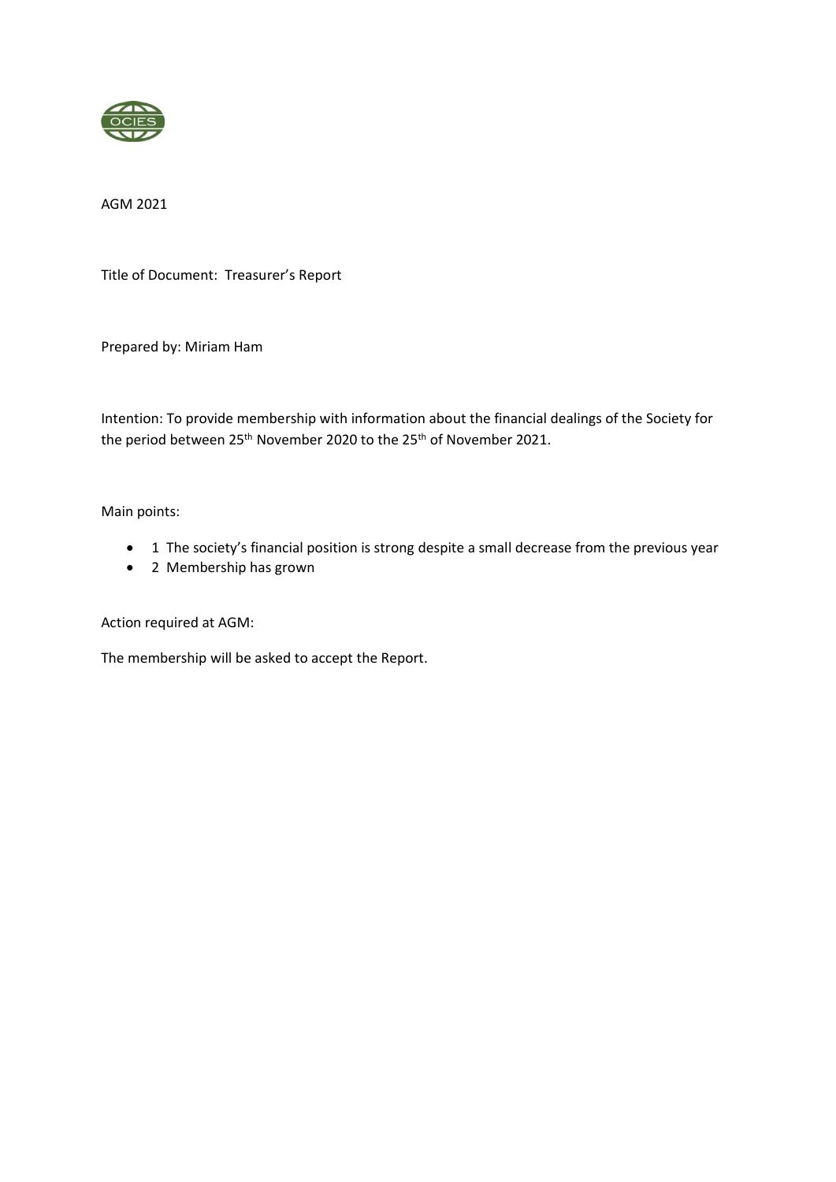OCIES

AGM 2021

Title of Document: Treasurer's Report

Prepared by: Miriam Ham

Intention: To provide membership with information about the financial dealings of the Society for the period between 25th November 2020 to the 25th of November 2021.

Main points:

- 1 The society's financial position is strong despite a small decrease from the previous year
- 2 Membership has grown

Action required at AGM:

The membership will be asked to accept the Report.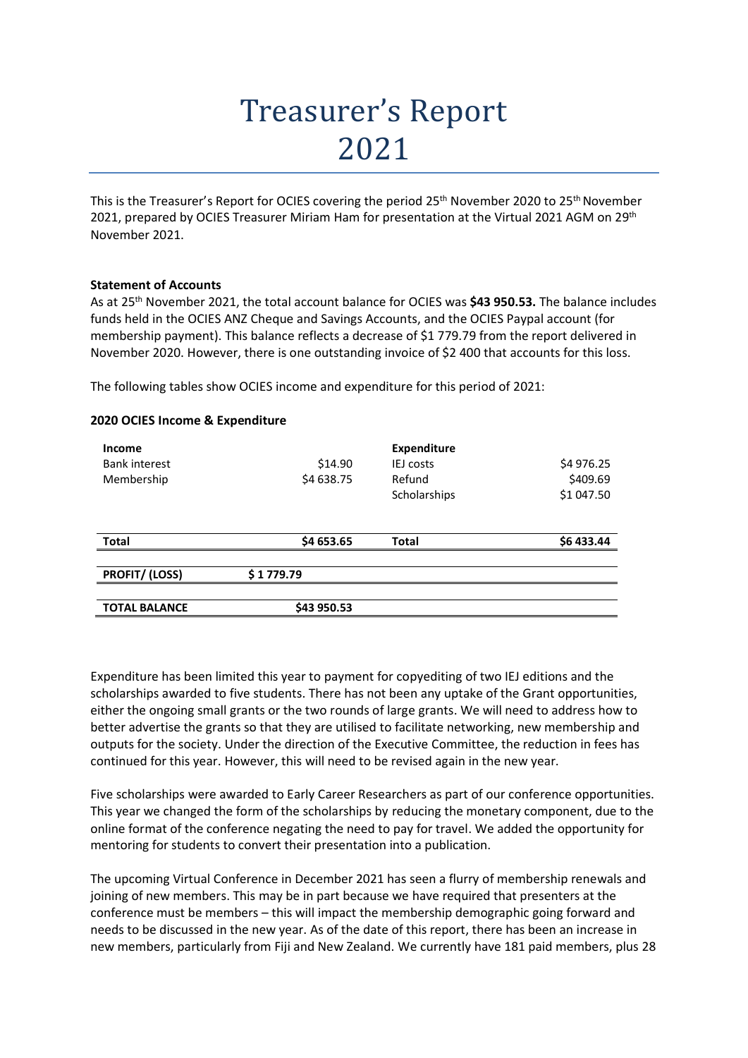# Treasurer's Report 2021

This is the Treasurer's Report for OCIES covering the period 25th November 2020 to 25th November 2021, prepared by OCIES Treasurer Miriam Ham for presentation at the Virtual 2021 AGM on 29th November 2021.

**Statement of Accounts**

As at 25th November 2021, the total account balance for OCIES was **$43 950.53.** The balance includes funds held in the OCIES ANZ Cheque and Savings Accounts, and the OCIES Paypal account (for membership payment). This balance reflects a decrease of $1 779.79 from the report delivered in November 2020. However, there is one outstanding invoice of $2 400 that accounts for this loss.

The following tables show OCIES income and expenditure for this period of 2021:

**2020 OCIES Income & Expenditure**

| **Income** | | **Expenditure** | |
|---|---|---|---|
| Bank interest | $14.90 | IEJ costs | $4 976.25 |
| Membership | $4 638.75 | Refund | $409.69 |
| | | Scholarships | $1 047.50 |
| **Total** | **$4 653.65** | **Total** | **$6 433.44** |
| **PROFIT/ (LOSS)** | **$ 1 779.79** | | |
| **TOTAL BALANCE** | **$43 950.53** | | |

Expenditure has been limited this year to payment for copyediting of two IEJ editions and the scholarships awarded to five students. There has not been any uptake of the Grant opportunities, either the ongoing small grants or the two rounds of large grants. We will need to address how to better advertise the grants so that they are utilised to facilitate networking, new membership and outputs for the society. Under the direction of the Executive Committee, the reduction in fees has continued for this year. However, this will need to be revised again in the new year.

Five scholarships were awarded to Early Career Researchers as part of our conference opportunities. This year we changed the form of the scholarships by reducing the monetary component, due to the online format of the conference negating the need to pay for travel. We added the opportunity for mentoring for students to convert their presentation into a publication.

The upcoming Virtual Conference in December 2021 has seen a flurry of membership renewals and joining of new members. This may be in part because we have required that presenters at the conference must be members – this will impact the membership demographic going forward and needs to be discussed in the new year. As of the date of this report, there has been an increase in new members, particularly from Fiji and New Zealand. We currently have 181 paid members, plus 28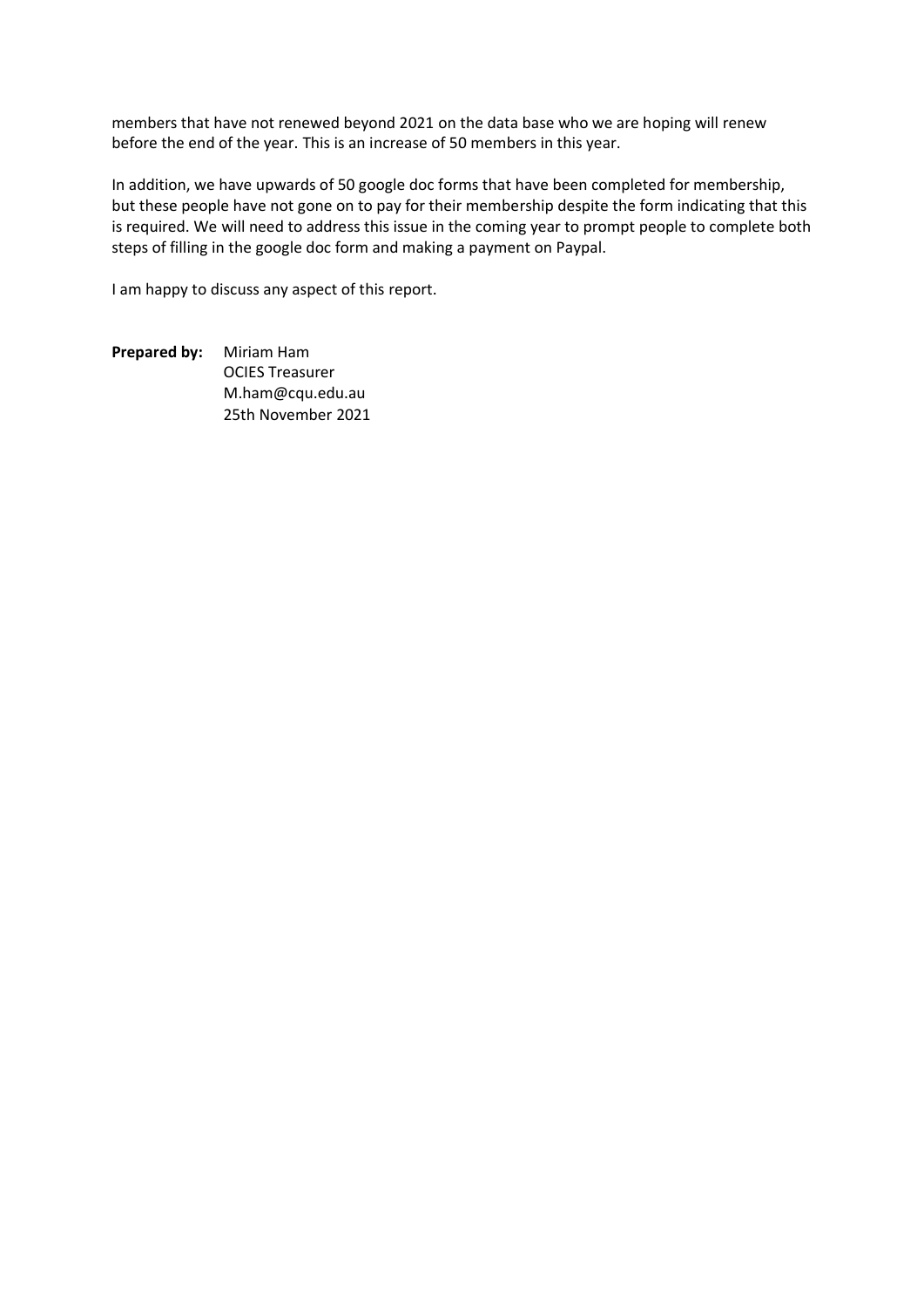members that have not renewed beyond 2021 on the data base who we are hoping will renew before the end of the year. This is an increase of 50 members in this year.

In addition, we have upwards of 50 google doc forms that have been completed for membership, but these people have not gone on to pay for their membership despite the form indicating that this is required. We will need to address this issue in the coming year to prompt people to complete both steps of filling in the google doc form and making a payment on Paypal.

I am happy to discuss any aspect of this report.

**Prepared by:** Miriam Ham
OCIES Treasurer
M.ham@cqu.edu.au
25th November 2021